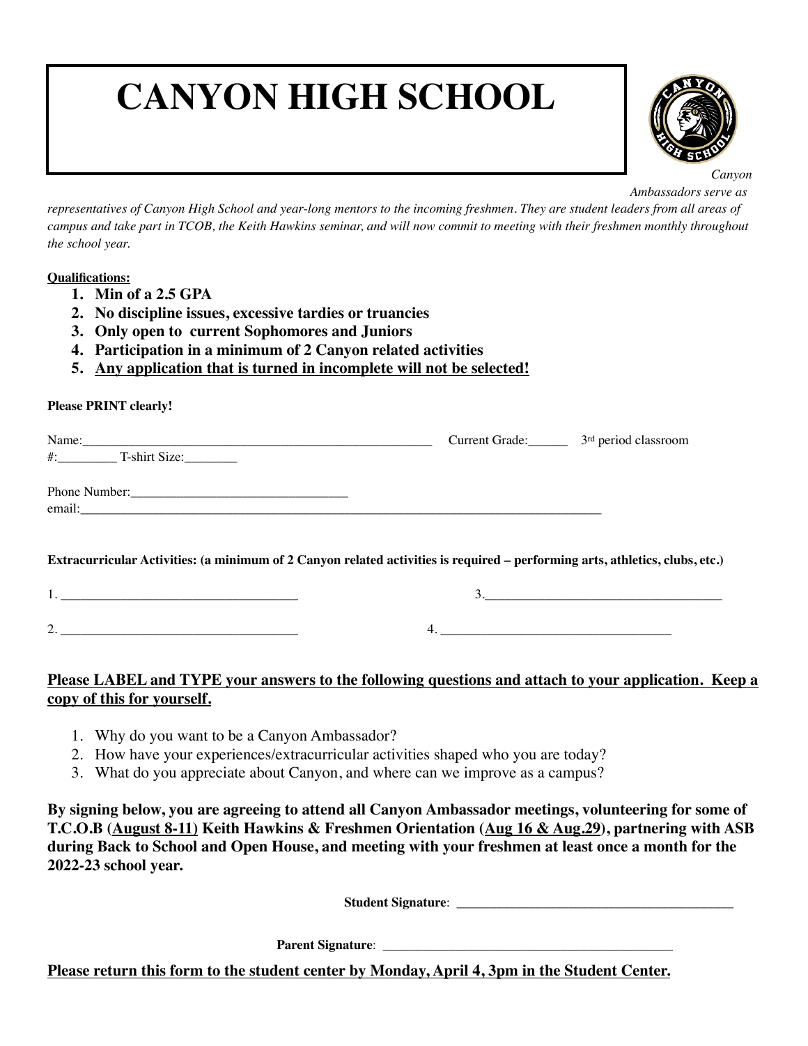# CANYON HIGH SCHOOL

*Canyon Ambassadors serve as representatives of Canyon High School and year-long mentors to the incoming freshmen. They are student leaders from all areas of campus and take part in TCOB, the Keith Hawkins seminar, and will now commit to meeting with their freshmen monthly throughout the school year.*

**Qualifications:**

1. **Min of a 2.5 GPA**
2. **No discipline issues, excessive tardies or truancies**
3. **Only open to current Sophomores and Juniors**
4. **Participation in a minimum of 2 Canyon related activities**
5. **Any application that is turned in incomplete will not be selected!**

**Please PRINT clearly!**

Name:_______________________________________________ Current Grade:______ 3rd period classroom #:_________ T-shirt Size:________

Phone Number:________________________________
email:________________________________________________________________________________

**Extracurricular Activities: (a minimum of 2 Canyon related activities is required – performing arts, athletics, clubs, etc.)**

1. ___________________________________ 3.___________________________________

2. ___________________________________ 4. ___________________________________

**Please LABEL and TYPE your answers to the following questions and attach to your application. Keep a copy of this for yourself.**

1. Why do you want to be a Canyon Ambassador?
2. How have your experiences/extracurricular activities shaped who you are today?
3. What do you appreciate about Canyon, and where can we improve as a campus?

**By signing below, you are agreeing to attend all Canyon Ambassador meetings, volunteering for some of T.C.O.B (August 8-11) Keith Hawkins & Freshmen Orientation (Aug 16 & Aug.29), partnering with ASB during Back to School and Open House, and meeting with your freshmen at least once a month for the 2022-23 school year.**

**Student Signature**: ________________________________________

**Parent Signature**: ________________________________________

**Please return this form to the student center by Monday, April 4, 3pm in the Student Center.**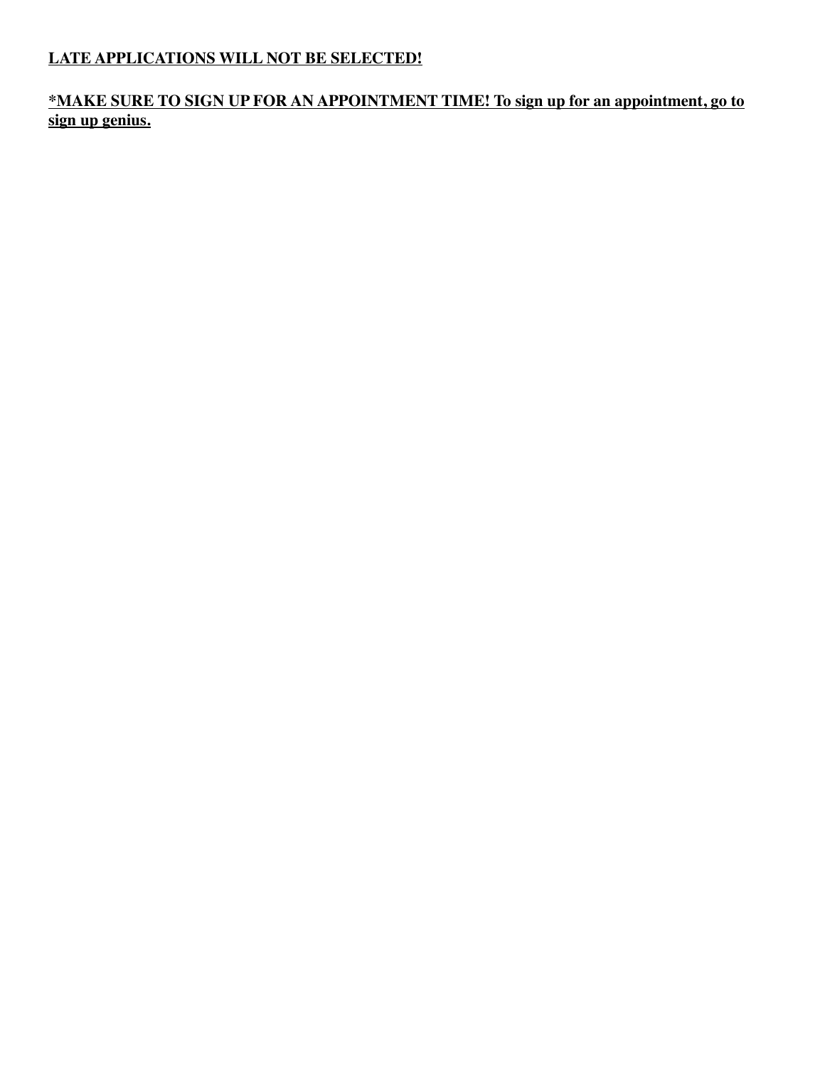**<u>LATE APPLICATIONS WILL NOT BE SELECTED!</u>**

**<u>*MAKE SURE TO SIGN UP FOR AN APPOINTMENT TIME! To sign up for an appointment, go to sign up genius.</u>**